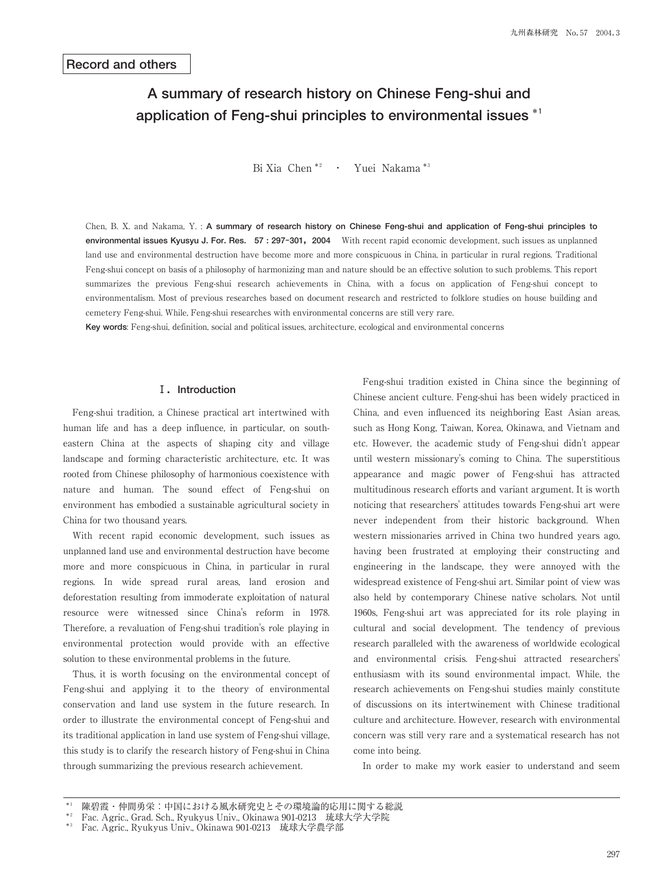**Record and others**

# A summary of research history on Chinese Feng-shui and application of Feng-shui principles to environmental issues [*1]

Bi Xia Chen [*2] ・ Yuei Nakama [*3]

Chen, B. X. and Nakama, Y. : **A summary of research history on Chinese Feng-shui and application of Feng-shui principles to environmental issues Kyusyu J. For. Res. 57 : 297-301, 2004** With recent rapid economic development, such issues as unplanned land use and environmental destruction have become more and more conspicuous in China, in particular in rural regions. Traditional Feng-shui concept on basis of a philosophy of harmonizing man and nature should be an effective solution to such problems. This report summarizes the previous Feng-shui research achievements in China, with a focus on application of Feng-shui concept to environmentalism. Most of previous researches based on document research and restricted to folklore studies on house building and cemetery Feng-shui. While, Feng-shui researches with environmental concerns are still very rare.

**Key words**: Feng-shui, definition, social and political issues, architecture, ecological and environmental concerns

## Ⅰ. Introduction

Feng-shui tradition, a Chinese practical art intertwined with human life and has a deep influence, in particular, on south-eastern China at the aspects of shaping city and village landscape and forming characteristic architecture, etc. It was rooted from Chinese philosophy of harmonious coexistence with nature and human. The sound effect of Feng-shui on environment has embodied a sustainable agricultural society in China for two thousand years.

With recent rapid economic development, such issues as unplanned land use and environmental destruction have become more and more conspicuous in China, in particular in rural regions. In wide spread rural areas, land erosion and deforestation resulting from immoderate exploitation of natural resource were witnessed since China's reform in 1978. Therefore, a revaluation of Feng-shui tradition's role playing in environmental protection would provide with an effective solution to these environmental problems in the future.

Thus, it is worth focusing on the environmental concept of Feng-shui and applying it to the theory of environmental conservation and land use system in the future research. In order to illustrate the environmental concept of Feng-shui and its traditional application in land use system of Feng-shui village, this study is to clarify the research history of Feng-shui in China through summarizing the previous research achievement.

Feng-shui tradition existed in China since the beginning of Chinese ancient culture. Feng-shui has been widely practiced in China, and even influenced its neighboring East Asian areas, such as Hong Kong, Taiwan, Korea, Okinawa, and Vietnam and etc. However, the academic study of Feng-shui didn't appear until western missionary's coming to China. The superstitious appearance and magic power of Feng-shui has attracted multitudinous research efforts and variant argument. It is worth noticing that researchers' attitudes towards Feng-shui art were never independent from their historic background. When western missionaries arrived in China two hundred years ago, having been frustrated at employing their constructing and engineering in the landscape, they were annoyed with the widespread existence of Feng-shui art. Similar point of view was also held by contemporary Chinese native scholars. Not until 1960s, Feng-shui art was appreciated for its role playing in cultural and social development. The tendency of previous research paralleled with the awareness of worldwide ecological and environmental crisis. Feng-shui attracted researchers' enthusiasm with its sound environmental impact. While, the research achievements on Feng-shui studies mainly constitute of discussions on its intertwinement with Chinese traditional culture and architecture. However, research with environmental concern was still very rare and a systematical research has not come into being.

In order to make my work easier to understand and seem

---

[*1] 陳碧霞・仲間勇栄：中国における風水研究史とその環境論的応用に関する総説

[*2] Fac. Agric., Grad. Sch., Ryukyus Univ., Okinawa 901-0213 琉球大学大学院

[*3] Fac. Agric., Ryukyus Univ., Okinawa 901-0213 琉球大学農学部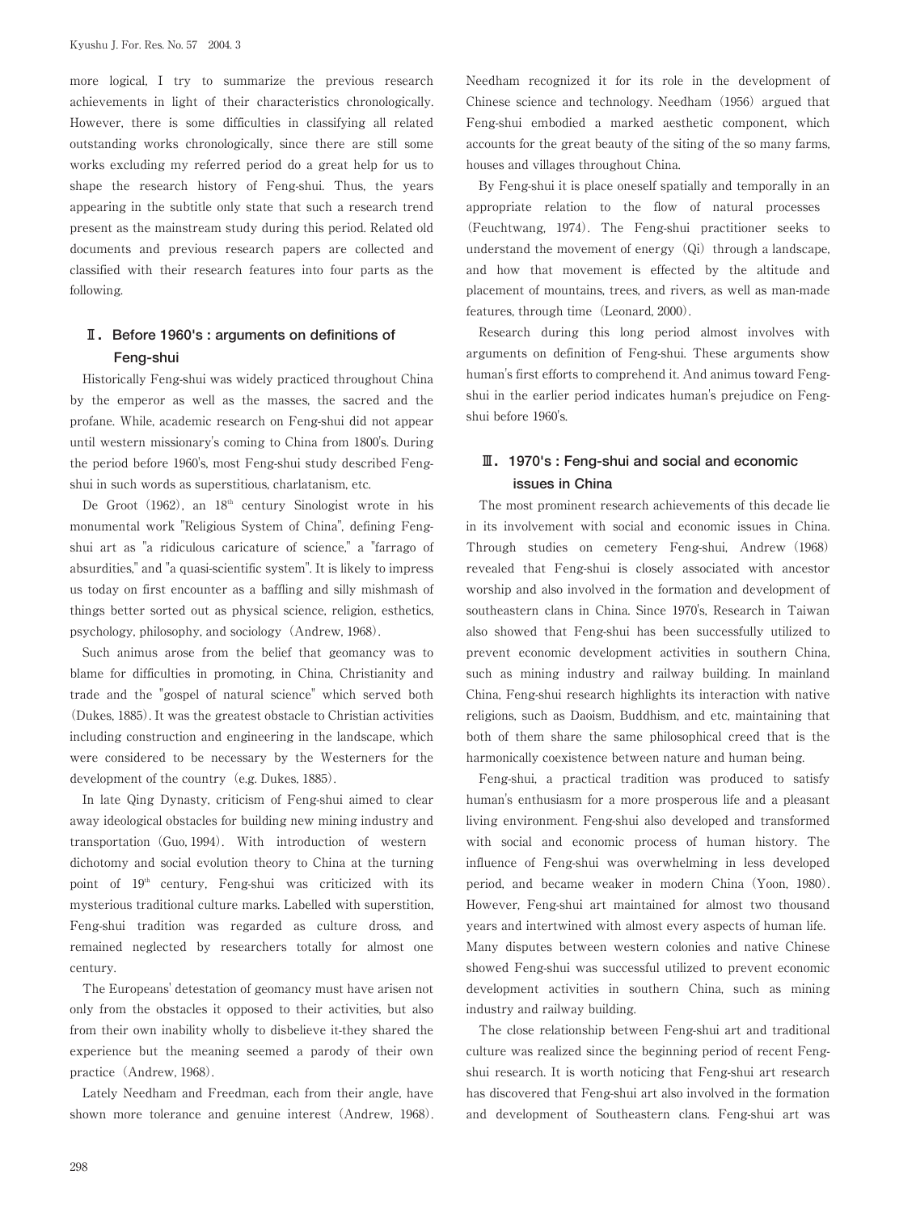more logical, I try to summarize the previous research achievements in light of their characteristics chronologically. However, there is some difficulties in classifying all related outstanding works chronologically, since there are still some works excluding my referred period do a great help for us to shape the research history of Feng-shui. Thus, the years appearing in the subtitle only state that such a research trend present as the mainstream study during this period. Related old documents and previous research papers are collected and classified with their research features into four parts as the following.

## Ⅱ. Before 1960's : arguments on definitions of Feng-shui

Historically Feng-shui was widely practiced throughout China by the emperor as well as the masses, the sacred and the profane. While, academic research on Feng-shui did not appear until western missionary's coming to China from 1800's. During the period before 1960's, most Feng-shui study described Feng-shui in such words as superstitious, charlatanism, etc.

De Groot (1962), an 18th century Sinologist wrote in his monumental work "Religious System of China", defining Feng-shui art as "a ridiculous caricature of science," a "farrago of absurdities," and "a quasi-scientific system". It is likely to impress us today on first encounter as a baffling and silly mishmash of things better sorted out as physical science, religion, esthetics, psychology, philosophy, and sociology (Andrew, 1968).

Such animus arose from the belief that geomancy was to blame for difficulties in promoting, in China, Christianity and trade and the "gospel of natural science" which served both (Dukes, 1885). It was the greatest obstacle to Christian activities including construction and engineering in the landscape, which were considered to be necessary by the Westerners for the development of the country (e.g. Dukes, 1885).

In late Qing Dynasty, criticism of Feng-shui aimed to clear away ideological obstacles for building new mining industry and transportation (Guo, 1994). With introduction of western dichotomy and social evolution theory to China at the turning point of 19th century, Feng-shui was criticized with its mysterious traditional culture marks. Labelled with superstition, Feng-shui tradition was regarded as culture dross, and remained neglected by researchers totally for almost one century.

The Europeans' detestation of geomancy must have arisen not only from the obstacles it opposed to their activities, but also from their own inability wholly to disbelieve it-they shared the experience but the meaning seemed a parody of their own practice (Andrew, 1968).

Lately Needham and Freedman, each from their angle, have shown more tolerance and genuine interest (Andrew, 1968). Needham recognized it for its role in the development of Chinese science and technology. Needham (1956) argued that Feng-shui embodied a marked aesthetic component, which accounts for the great beauty of the siting of the so many farms, houses and villages throughout China.

By Feng-shui it is place oneself spatially and temporally in an appropriate relation to the flow of natural processes (Feuchtwang, 1974). The Feng-shui practitioner seeks to understand the movement of energy (Qi) through a landscape, and how that movement is effected by the altitude and placement of mountains, trees, and rivers, as well as man-made features, through time (Leonard, 2000).

Research during this long period almost involves with arguments on definition of Feng-shui. These arguments show human's first efforts to comprehend it. And animus toward Feng-shui in the earlier period indicates human's prejudice on Feng-shui before 1960's.

## Ⅲ. 1970's : Feng-shui and social and economic issues in China

The most prominent research achievements of this decade lie in its involvement with social and economic issues in China. Through studies on cemetery Feng-shui, Andrew (1968) revealed that Feng-shui is closely associated with ancestor worship and also involved in the formation and development of southeastern clans in China. Since 1970's, Research in Taiwan also showed that Feng-shui has been successfully utilized to prevent economic development activities in southern China, such as mining industry and railway building. In mainland China, Feng-shui research highlights its interaction with native religions, such as Daoism, Buddhism, and etc, maintaining that both of them share the same philosophical creed that is the harmonically coexistence between nature and human being.

Feng-shui, a practical tradition was produced to satisfy human's enthusiasm for a more prosperous life and a pleasant living environment. Feng-shui also developed and transformed with social and economic process of human history. The influence of Feng-shui was overwhelming in less developed period, and became weaker in modern China (Yoon, 1980). However, Feng-shui art maintained for almost two thousand years and intertwined with almost every aspects of human life. Many disputes between western colonies and native Chinese showed Feng-shui was successful utilized to prevent economic development activities in southern China, such as mining industry and railway building.

The close relationship between Feng-shui art and traditional culture was realized since the beginning period of recent Feng-shui research. It is worth noticing that Feng-shui art research has discovered that Feng-shui art also involved in the formation and development of Southeastern clans. Feng-shui art was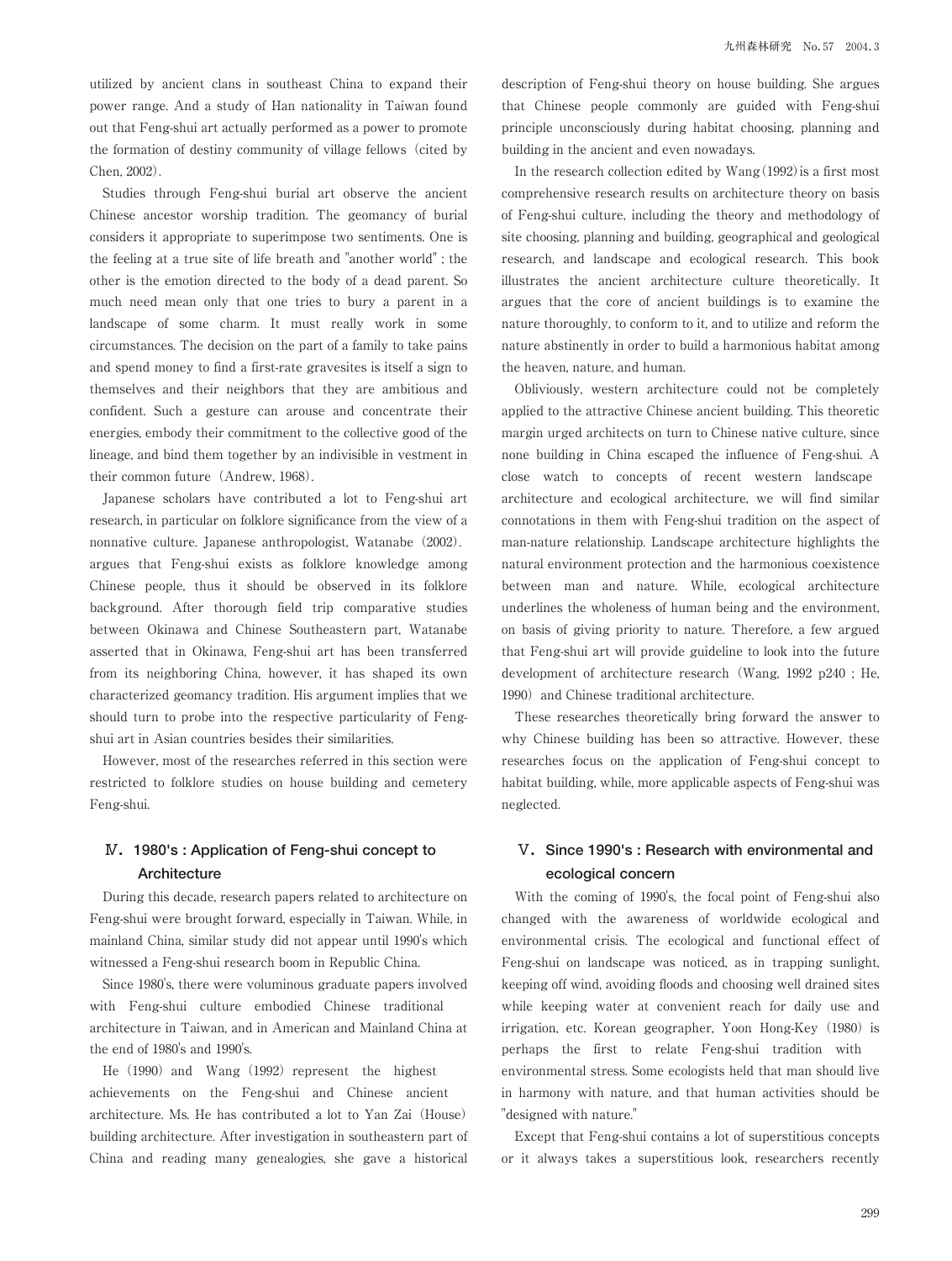utilized by ancient clans in southeast China to expand their power range. And a study of Han nationality in Taiwan found out that Feng-shui art actually performed as a power to promote the formation of destiny community of village fellows (cited by Chen, 2002).

Studies through Feng-shui burial art observe the ancient Chinese ancestor worship tradition. The geomancy of burial considers it appropriate to superimpose two sentiments. One is the feeling at a true site of life breath and "another world"; the other is the emotion directed to the body of a dead parent. So much need mean only that one tries to bury a parent in a landscape of some charm. It must really work in some circumstances. The decision on the part of a family to take pains and spend money to find a first-rate gravesites is itself a sign to themselves and their neighbors that they are ambitious and confident. Such a gesture can arouse and concentrate their energies, embody their commitment to the collective good of the lineage, and bind them together by an indivisible in vestment in their common future (Andrew, 1968).

Japanese scholars have contributed a lot to Feng-shui art research, in particular on folklore significance from the view of a nonnative culture. Japanese anthropologist, Watanabe (2002). argues that Feng-shui exists as folklore knowledge among Chinese people, thus it should be observed in its folklore background. After thorough field trip comparative studies between Okinawa and Chinese Southeastern part, Watanabe asserted that in Okinawa, Feng-shui art has been transferred from its neighboring China, however, it has shaped its own characterized geomancy tradition. His argument implies that we should turn to probe into the respective particularity of Feng-shui art in Asian countries besides their similarities.

However, most of the researches referred in this section were restricted to folklore studies on house building and cemetery Feng-shui.

## Ⅳ. 1980's : Application of Feng-shui concept to Architecture

During this decade, research papers related to architecture on Feng-shui were brought forward, especially in Taiwan. While, in mainland China, similar study did not appear until 1990's which witnessed a Feng-shui research boom in Republic China.

Since 1980's, there were voluminous graduate papers involved with Feng-shui culture embodied Chinese traditional architecture in Taiwan, and in American and Mainland China at the end of 1980's and 1990's.

He (1990) and Wang (1992) represent the highest achievements on the Feng-shui and Chinese ancient architecture. Ms. He has contributed a lot to Yan Zai (House) building architecture. After investigation in southeastern part of China and reading many genealogies, she gave a historical description of Feng-shui theory on house building. She argues that Chinese people commonly are guided with Feng-shui principle unconsciously during habitat choosing, planning and building in the ancient and even nowadays.

In the research collection edited by Wang (1992) is a first most comprehensive research results on architecture theory on basis of Feng-shui culture, including the theory and methodology of site choosing, planning and building, geographical and geological research, and landscape and ecological research. This book illustrates the ancient architecture culture theoretically. It argues that the core of ancient buildings is to examine the nature thoroughly, to conform to it, and to utilize and reform the nature abstinently in order to build a harmonious habitat among the heaven, nature, and human.

Obliviously, western architecture could not be completely applied to the attractive Chinese ancient building. This theoretic margin urged architects on turn to Chinese native culture, since none building in China escaped the influence of Feng-shui. A close watch to concepts of recent western landscape architecture and ecological architecture, we will find similar connotations in them with Feng-shui tradition on the aspect of man-nature relationship. Landscape architecture highlights the natural environment protection and the harmonious coexistence between man and nature. While, ecological architecture underlines the wholeness of human being and the environment, on basis of giving priority to nature. Therefore, a few argued that Feng-shui art will provide guideline to look into the future development of architecture research (Wang, 1992 p240 ; He, 1990) and Chinese traditional architecture.

These researches theoretically bring forward the answer to why Chinese building has been so attractive. However, these researches focus on the application of Feng-shui concept to habitat building, while, more applicable aspects of Feng-shui was neglected.

## Ⅴ. Since 1990's : Research with environmental and ecological concern

With the coming of 1990's, the focal point of Feng-shui also changed with the awareness of worldwide ecological and environmental crisis. The ecological and functional effect of Feng-shui on landscape was noticed, as in trapping sunlight, keeping off wind, avoiding floods and choosing well drained sites while keeping water at convenient reach for daily use and irrigation, etc. Korean geographer, Yoon Hong-Key (1980) is perhaps the first to relate Feng-shui tradition with environmental stress. Some ecologists held that man should live in harmony with nature, and that human activities should be "designed with nature."

Except that Feng-shui contains a lot of superstitious concepts or it always takes a superstitious look, researchers recently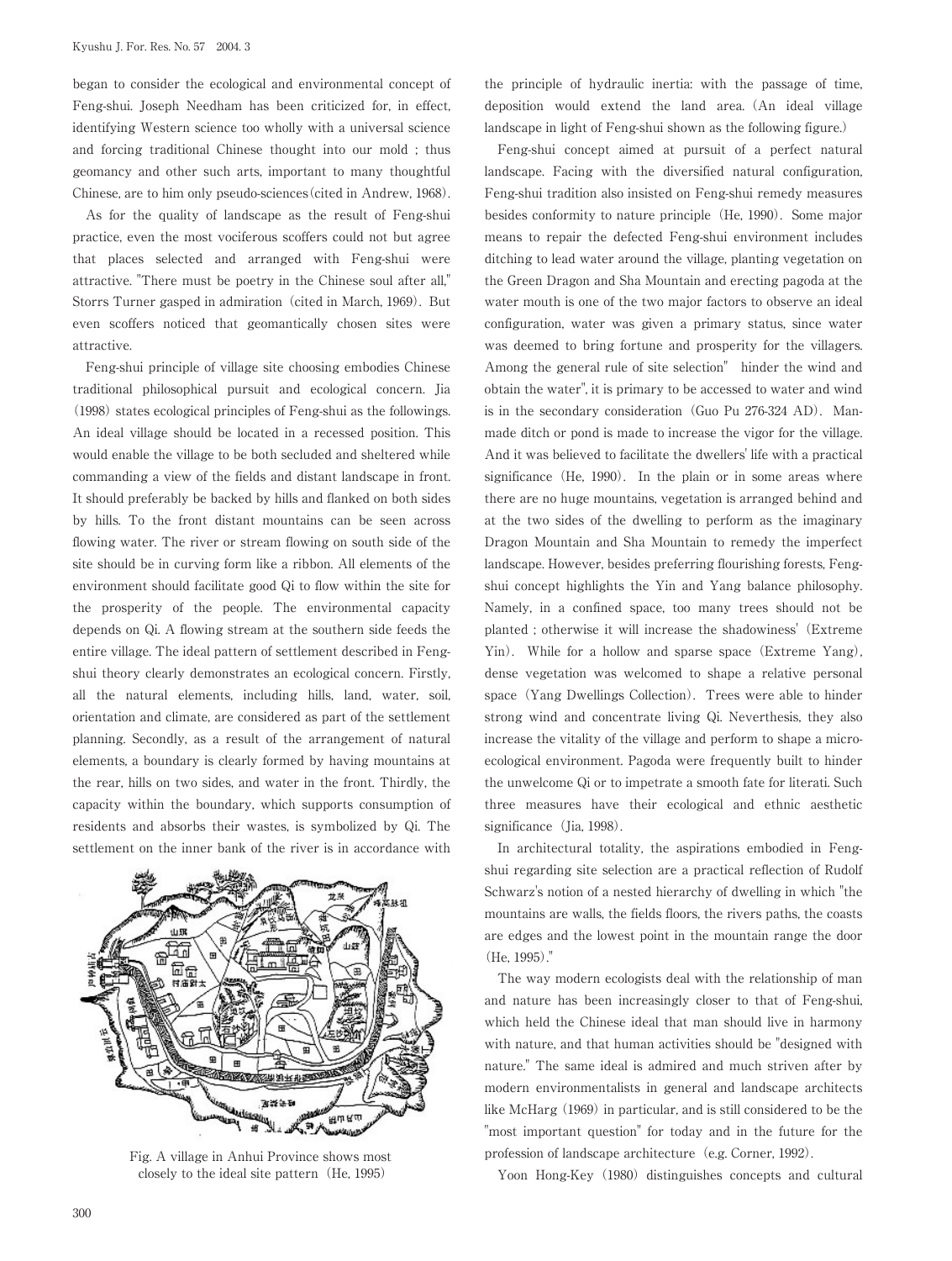began to consider the ecological and environmental concept of Feng-shui. Joseph Needham has been criticized for, in effect, identifying Western science too wholly with a universal science and forcing traditional Chinese thought into our mold ; thus geomancy and other such arts, important to many thoughtful Chinese, are to him only pseudo-sciences (cited in Andrew, 1968).

As for the quality of landscape as the result of Feng-shui practice, even the most vociferous scoffers could not but agree that places selected and arranged with Feng-shui were attractive. "There must be poetry in the Chinese soul after all," Storrs Turner gasped in admiration (cited in March, 1969). But even scoffers noticed that geomantically chosen sites were attractive.

Feng-shui principle of village site choosing embodies Chinese traditional philosophical pursuit and ecological concern. Jia (1998) states ecological principles of Feng-shui as the followings. An ideal village should be located in a recessed position. This would enable the village to be both secluded and sheltered while commanding a view of the fields and distant landscape in front. It should preferably be backed by hills and flanked on both sides by hills. To the front distant mountains can be seen across flowing water. The river or stream flowing on south side of the site should be in curving form like a ribbon. All elements of the environment should facilitate good Qi to flow within the site for the prosperity of the people. The environmental capacity depends on Qi. A flowing stream at the southern side feeds the entire village. The ideal pattern of settlement described in Feng-shui theory clearly demonstrates an ecological concern. Firstly, all the natural elements, including hills, land, water, soil, orientation and climate, are considered as part of the settlement planning. Secondly, as a result of the arrangement of natural elements, a boundary is clearly formed by having mountains at the rear, hills on two sides, and water in the front. Thirdly, the capacity within the boundary, which supports consumption of residents and absorbs their wastes, is symbolized by Qi. The settlement on the inner bank of the river is in accordance with the principle of hydraulic inertia: with the passage of time, deposition would extend the land area. (An ideal village landscape in light of Feng-shui shown as the following figure.)

Fig. A village in Anhui Province shows most closely to the ideal site pattern (He, 1995)

Feng-shui concept aimed at pursuit of a perfect natural landscape. Facing with the diversified natural configuration, Feng-shui tradition also insisted on Feng-shui remedy measures besides conformity to nature principle (He, 1990). Some major means to repair the defected Feng-shui environment includes ditching to lead water around the village, planting vegetation on the Green Dragon and Sha Mountain and erecting pagoda at the water mouth is one of the two major factors to observe an ideal configuration, water was given a primary status, since water was deemed to bring fortune and prosperity for the villagers. Among the general rule of site selection" hinder the wind and obtain the water", it is primary to be accessed to water and wind is in the secondary consideration (Guo Pu 276-324 AD). Man-made ditch or pond is made to increase the vigor for the village. And it was believed to facilitate the dwellers' life with a practical significance (He, 1990). In the plain or in some areas where there are no huge mountains, vegetation is arranged behind and at the two sides of the dwelling to perform as the imaginary Dragon Mountain and Sha Mountain to remedy the imperfect landscape. However, besides preferring flourishing forests, Feng-shui concept highlights the Yin and Yang balance philosophy. Namely, in a confined space, too many trees should not be planted ; otherwise it will increase the shadowiness' (Extreme Yin). While for a hollow and sparse space (Extreme Yang), dense vegetation was welcomed to shape a relative personal space (Yang Dwellings Collection). Trees were able to hinder strong wind and concentrate living Qi. Neverthesis, they also increase the vitality of the village and perform to shape a micro-ecological environment. Pagoda were frequently built to hinder the unwelcome Qi or to impetrate a smooth fate for literati. Such three measures have their ecological and ethnic aesthetic significance (Jia, 1998).

In architectural totality, the aspirations embodied in Feng-shui regarding site selection are a practical reflection of Rudolf Schwarz's notion of a nested hierarchy of dwelling in which "the mountains are walls, the fields floors, the rivers paths, the coasts are edges and the lowest point in the mountain range the door (He, 1995)."

The way modern ecologists deal with the relationship of man and nature has been increasingly closer to that of Feng-shui, which held the Chinese ideal that man should live in harmony with nature, and that human activities should be "designed with nature." The same ideal is admired and much striven after by modern environmentalists in general and landscape architects like McHarg (1969) in particular, and is still considered to be the "most important question" for today and in the future for the profession of landscape architecture (e.g. Corner, 1992).

Yoon Hong-Key (1980) distinguishes concepts and cultural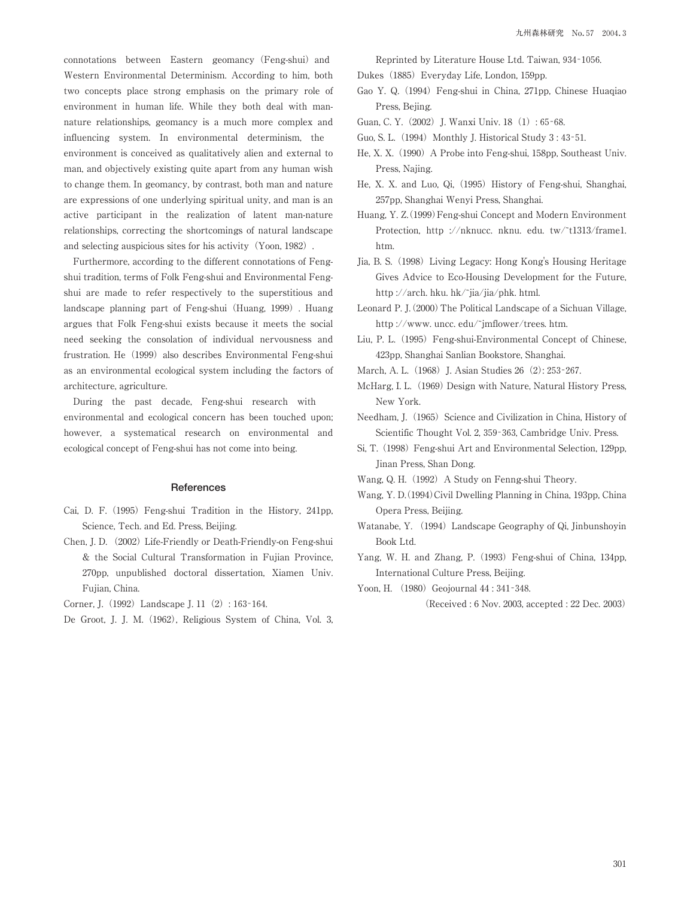connotations between Eastern geomancy (Feng-shui) and Western Environmental Determinism. According to him, both two concepts place strong emphasis on the primary role of environment in human life. While they both deal with man-nature relationships, geomancy is a much more complex and influencing system. In environmental determinism, the environment is conceived as qualitatively alien and external to man, and objectively existing quite apart from any human wish to change them. In geomancy, by contrast, both man and nature are expressions of one underlying spiritual unity, and man is an active participant in the realization of latent man-nature relationships, correcting the shortcomings of natural landscape and selecting auspicious sites for his activity (Yoon, 1982).

Furthermore, according to the different connotations of Feng-shui tradition, terms of Folk Feng-shui and Environmental Feng-shui are made to refer respectively to the superstitious and landscape planning part of Feng-shui (Huang, 1999). Huang argues that Folk Feng-shui exists because it meets the social need seeking the consolation of individual nervousness and frustration. He (1999) also describes Environmental Feng-shui as an environmental ecological system including the factors of architecture, agriculture.

During the past decade, Feng-shui research with environmental and ecological concern has been touched upon; however, a systematical research on environmental and ecological concept of Feng-shui has not come into being.

## References

Cai, D. F. (1995) Feng-shui Tradition in the History, 241pp, Science, Tech. and Ed. Press, Beijing.

Chen, J. D. (2002) Life-Friendly or Death-Friendly-on Feng-shui & the Social Cultural Transformation in Fujian Province, 270pp, unpublished doctoral dissertation, Xiamen Univ. Fujian, China.

Corner, J. (1992) Landscape J. 11 (2): 163-164.

De Groot, J. J. M. (1962), Religious System of China, Vol. 3, Reprinted by Literature House Ltd. Taiwan, 934-1056.

Dukes (1885) Everyday Life, London, 159pp.

Gao Y. Q. (1994) Feng-shui in China, 271pp, Chinese Huaqiao Press, Bejing.

Guan, C. Y. (2002) J. Wanxi Univ. 18 (1): 65-68.

Guo, S. L. (1994) Monthly J. Historical Study 3 : 43-51.

He, X. X. (1990) A Probe into Feng-shui, 158pp, Southeast Univ. Press, Najing.

He, X. X. and Luo, Qi, (1995) History of Feng-shui, Shanghai, 257pp, Shanghai Wenyi Press, Shanghai.

Huang, Y. Z. (1999) Feng-shui Concept and Modern Environment Protection, http ://nknucc. nknu. edu. tw/~t1313/frame1. htm.

Jia, B. S. (1998) Living Legacy: Hong Kong's Housing Heritage Gives Advice to Eco-Housing Development for the Future, http ://arch. hku. hk/~jia/jia/phk. html.

Leonard P. J. (2000) The Political Landscape of a Sichuan Village, http ://www. uncc. edu/~jmflower/trees. htm.

Liu, P. L. (1995) Feng-shui-Environmental Concept of Chinese, 423pp, Shanghai Sanlian Bookstore, Shanghai.

March, A. L. (1968) J. Asian Studies 26 (2): 253-267.

McHarg, I. L. (1969) Design with Nature, Natural History Press, New York.

Needham, J. (1965) Science and Civilization in China, History of Scientific Thought Vol. 2, 359-363, Cambridge Univ. Press.

Si, T. (1998) Feng-shui Art and Environmental Selection, 129pp, Jinan Press, Shan Dong.

Wang, Q. H. (1992) A Study on Fenng-shui Theory.

Wang, Y. D. (1994) Civil Dwelling Planning in China, 193pp, China Opera Press, Beijing.

Watanabe, Y. (1994) Landscape Geography of Qi, Jinbunshoyin Book Ltd.

Yang, W. H. and Zhang, P. (1993) Feng-shui of China, 134pp, International Culture Press, Beijing.

Yoon, H. (1980) Geojournal 44 : 341-348.

(Received : 6 Nov. 2003, accepted : 22 Dec. 2003)